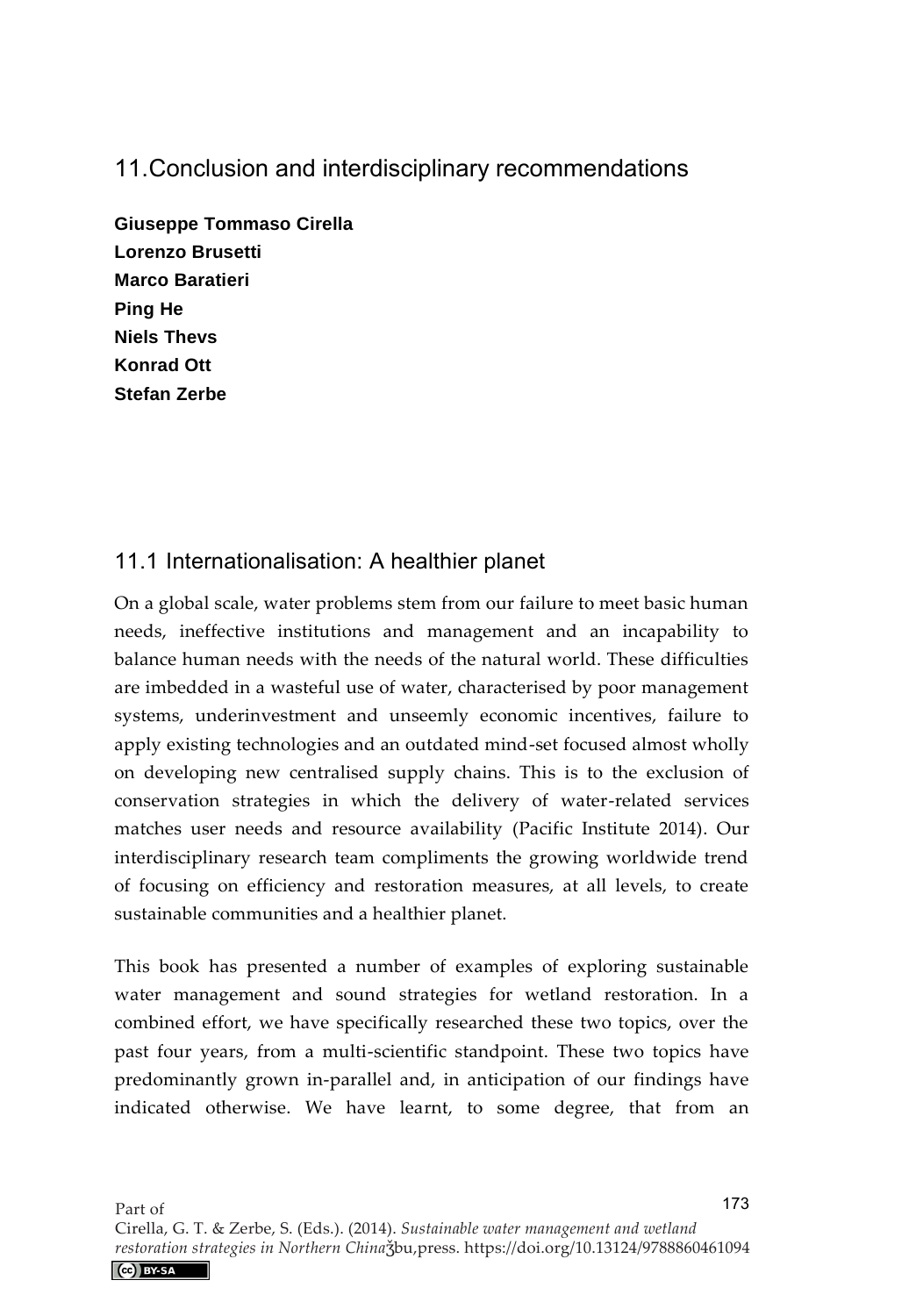# 11. Conclusion and interdisciplinary recommendations

**Giuseppe Tommaso Cirella**
**Lorenzo Brusetti**
**Marco Baratieri**
**Ping He**
**Niels Thevs**
**Konrad Ott**
**Stefan Zerbe**

## 11.1 Internationalisation: A healthier planet

On a global scale, water problems stem from our failure to meet basic human needs, ineffective institutions and management and an incapability to balance human needs with the needs of the natural world. These difficulties are imbedded in a wasteful use of water, characterised by poor management systems, underinvestment and unseemly economic incentives, failure to apply existing technologies and an outdated mind-set focused almost wholly on developing new centralised supply chains. This is to the exclusion of conservation strategies in which the delivery of water-related services matches user needs and resource availability (Pacific Institute 2014). Our interdisciplinary research team compliments the growing worldwide trend of focusing on efficiency and restoration measures, at all levels, to create sustainable communities and a healthier planet.

This book has presented a number of examples of exploring sustainable water management and sound strategies for wetland restoration. In a combined effort, we have specifically researched these two topics, over the past four years, from a multi-scientific standpoint. These two topics have predominantly grown in-parallel and, in anticipation of our findings have indicated otherwise. We have learnt, to some degree, that from an

Part of
Cirella, G. T. & Zerbe, S. (Eds.). (2014). *Sustainable water management and wetland restoration strategies in Northern China*. ʒbu,press. https://doi.org/10.13124/9788860461094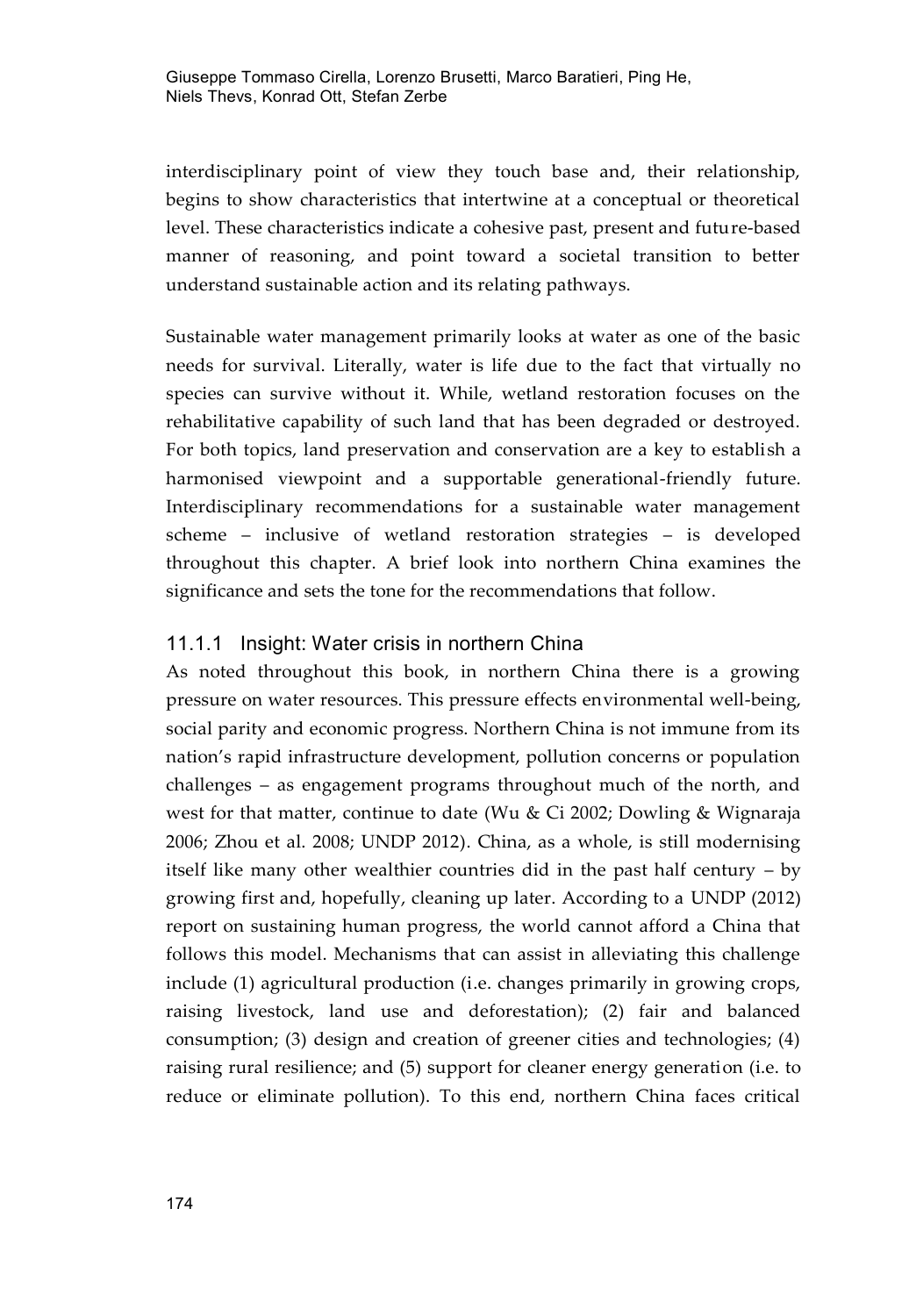interdisciplinary point of view they touch base and, their relationship, begins to show characteristics that intertwine at a conceptual or theoretical level. These characteristics indicate a cohesive past, present and future-based manner of reasoning, and point toward a societal transition to better understand sustainable action and its relating pathways.

Sustainable water management primarily looks at water as one of the basic needs for survival. Literally, water is life due to the fact that virtually no species can survive without it. While, wetland restoration focuses on the rehabilitative capability of such land that has been degraded or destroyed. For both topics, land preservation and conservation are a key to establish a harmonised viewpoint and a supportable generational-friendly future. Interdisciplinary recommendations for a sustainable water management scheme – inclusive of wetland restoration strategies – is developed throughout this chapter. A brief look into northern China examines the significance and sets the tone for the recommendations that follow.

### 11.1.1 Insight: Water crisis in northern China

As noted throughout this book, in northern China there is a growing pressure on water resources. This pressure effects environmental well-being, social parity and economic progress. Northern China is not immune from its nation's rapid infrastructure development, pollution concerns or population challenges – as engagement programs throughout much of the north, and west for that matter, continue to date (Wu & Ci 2002; Dowling & Wignaraja 2006; Zhou et al. 2008; UNDP 2012). China, as a whole, is still modernising itself like many other wealthier countries did in the past half century – by growing first and, hopefully, cleaning up later. According to a UNDP (2012) report on sustaining human progress, the world cannot afford a China that follows this model. Mechanisms that can assist in alleviating this challenge include (1) agricultural production (i.e. changes primarily in growing crops, raising livestock, land use and deforestation); (2) fair and balanced consumption; (3) design and creation of greener cities and technologies; (4) raising rural resilience; and (5) support for cleaner energy generation (i.e. to reduce or eliminate pollution). To this end, northern China faces critical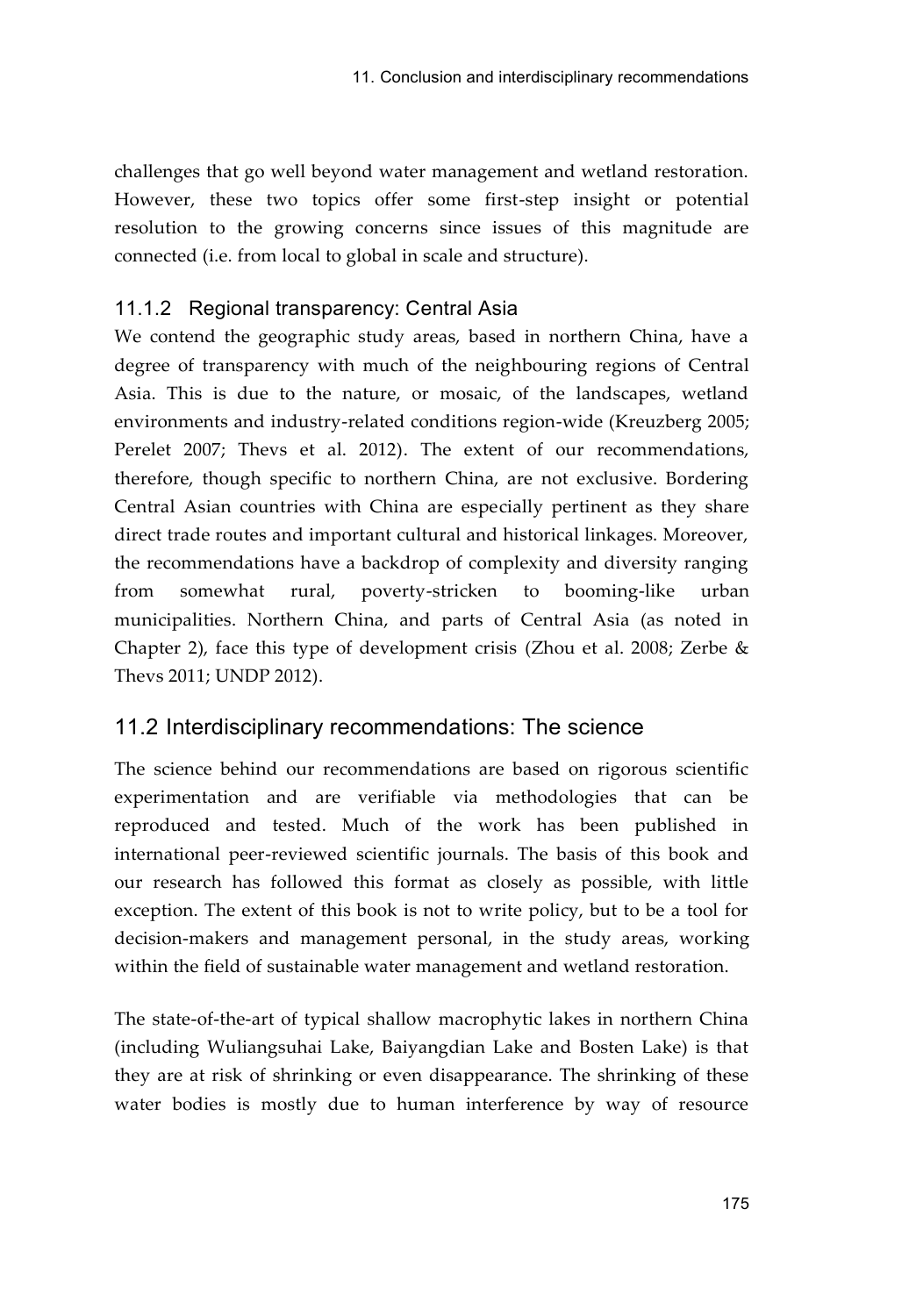challenges that go well beyond water management and wetland restoration. However, these two topics offer some first-step insight or potential resolution to the growing concerns since issues of this magnitude are connected (i.e. from local to global in scale and structure).

### 11.1.2 Regional transparency: Central Asia

We contend the geographic study areas, based in northern China, have a degree of transparency with much of the neighbouring regions of Central Asia. This is due to the nature, or mosaic, of the landscapes, wetland environments and industry-related conditions region-wide (Kreuzberg 2005; Perelet 2007; Thevs et al. 2012). The extent of our recommendations, therefore, though specific to northern China, are not exclusive. Bordering Central Asian countries with China are especially pertinent as they share direct trade routes and important cultural and historical linkages. Moreover, the recommendations have a backdrop of complexity and diversity ranging from somewhat rural, poverty-stricken to booming-like urban municipalities. Northern China, and parts of Central Asia (as noted in Chapter 2), face this type of development crisis (Zhou et al. 2008; Zerbe & Thevs 2011; UNDP 2012).

## 11.2 Interdisciplinary recommendations: The science

The science behind our recommendations are based on rigorous scientific experimentation and are verifiable via methodologies that can be reproduced and tested. Much of the work has been published in international peer-reviewed scientific journals. The basis of this book and our research has followed this format as closely as possible, with little exception. The extent of this book is not to write policy, but to be a tool for decision-makers and management personal, in the study areas, working within the field of sustainable water management and wetland restoration.

The state-of-the-art of typical shallow macrophytic lakes in northern China (including Wuliangsuhai Lake, Baiyangdian Lake and Bosten Lake) is that they are at risk of shrinking or even disappearance. The shrinking of these water bodies is mostly due to human interference by way of resource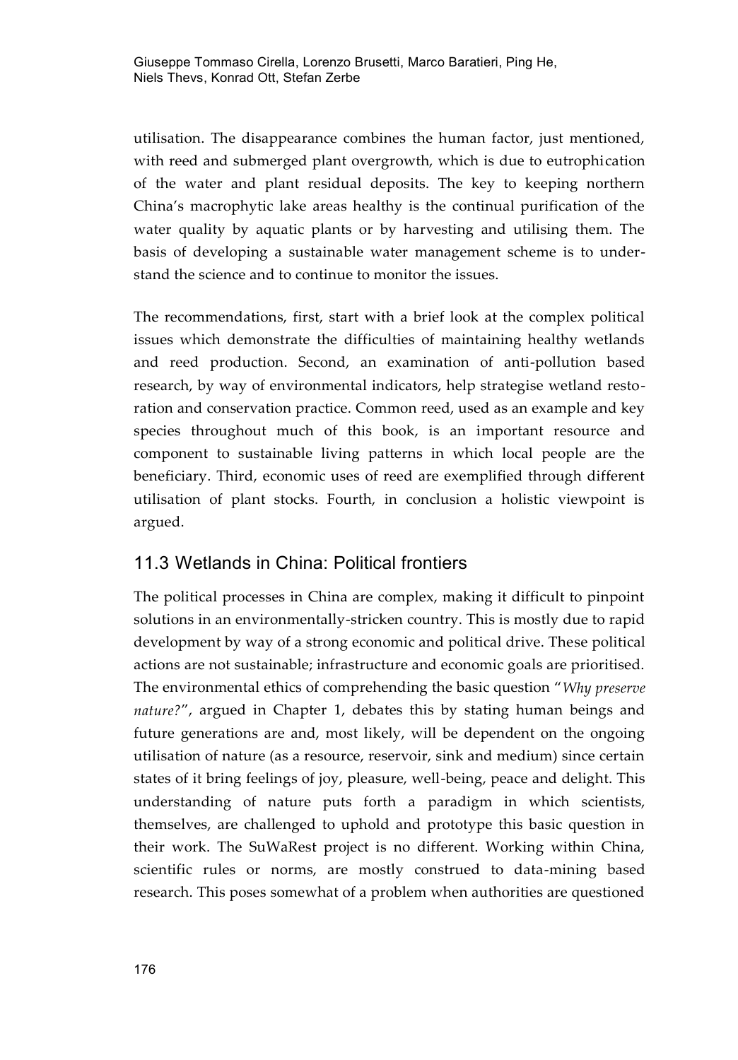utilisation. The disappearance combines the human factor, just mentioned, with reed and submerged plant overgrowth, which is due to eutrophication of the water and plant residual deposits. The key to keeping northern China's macrophytic lake areas healthy is the continual purification of the water quality by aquatic plants or by harvesting and utilising them. The basis of developing a sustainable water management scheme is to understand the science and to continue to monitor the issues.

The recommendations, first, start with a brief look at the complex political issues which demonstrate the difficulties of maintaining healthy wetlands and reed production. Second, an examination of anti-pollution based research, by way of environmental indicators, help strategise wetland restoration and conservation practice. Common reed, used as an example and key species throughout much of this book, is an important resource and component to sustainable living patterns in which local people are the beneficiary. Third, economic uses of reed are exemplified through different utilisation of plant stocks. Fourth, in conclusion a holistic viewpoint is argued.

## 11.3 Wetlands in China: Political frontiers

The political processes in China are complex, making it difficult to pinpoint solutions in an environmentally-stricken country. This is mostly due to rapid development by way of a strong economic and political drive. These political actions are not sustainable; infrastructure and economic goals are prioritised. The environmental ethics of comprehending the basic question "*Why preserve nature?*", argued in Chapter 1, debates this by stating human beings and future generations are and, most likely, will be dependent on the ongoing utilisation of nature (as a resource, reservoir, sink and medium) since certain states of it bring feelings of joy, pleasure, well-being, peace and delight. This understanding of nature puts forth a paradigm in which scientists, themselves, are challenged to uphold and prototype this basic question in their work. The SuWaRest project is no different. Working within China, scientific rules or norms, are mostly construed to data-mining based research. This poses somewhat of a problem when authorities are questioned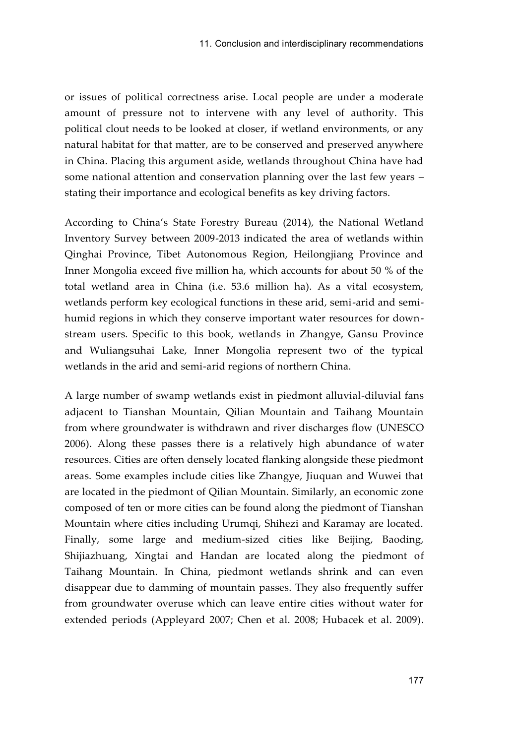or issues of political correctness arise. Local people are under a moderate amount of pressure not to intervene with any level of authority. This political clout needs to be looked at closer, if wetland environments, or any natural habitat for that matter, are to be conserved and preserved anywhere in China. Placing this argument aside, wetlands throughout China have had some national attention and conservation planning over the last few years – stating their importance and ecological benefits as key driving factors.

According to China's State Forestry Bureau (2014), the National Wetland Inventory Survey between 2009-2013 indicated the area of wetlands within Qinghai Province, Tibet Autonomous Region, Heilongjiang Province and Inner Mongolia exceed five million ha, which accounts for about 50 % of the total wetland area in China (i.e. 53.6 million ha). As a vital ecosystem, wetlands perform key ecological functions in these arid, semi-arid and semi-humid regions in which they conserve important water resources for down-stream users. Specific to this book, wetlands in Zhangye, Gansu Province and Wuliangsuhai Lake, Inner Mongolia represent two of the typical wetlands in the arid and semi-arid regions of northern China.

A large number of swamp wetlands exist in piedmont alluvial-diluvial fans adjacent to Tianshan Mountain, Qilian Mountain and Taihang Mountain from where groundwater is withdrawn and river discharges flow (UNESCO 2006). Along these passes there is a relatively high abundance of water resources. Cities are often densely located flanking alongside these piedmont areas. Some examples include cities like Zhangye, Jiuquan and Wuwei that are located in the piedmont of Qilian Mountain. Similarly, an economic zone composed of ten or more cities can be found along the piedmont of Tianshan Mountain where cities including Urumqi, Shihezi and Karamay are located. Finally, some large and medium-sized cities like Beijing, Baoding, Shijiazhuang, Xingtai and Handan are located along the piedmont of Taihang Mountain. In China, piedmont wetlands shrink and can even disappear due to damming of mountain passes. They also frequently suffer from groundwater overuse which can leave entire cities without water for extended periods (Appleyard 2007; Chen et al. 2008; Hubacek et al. 2009).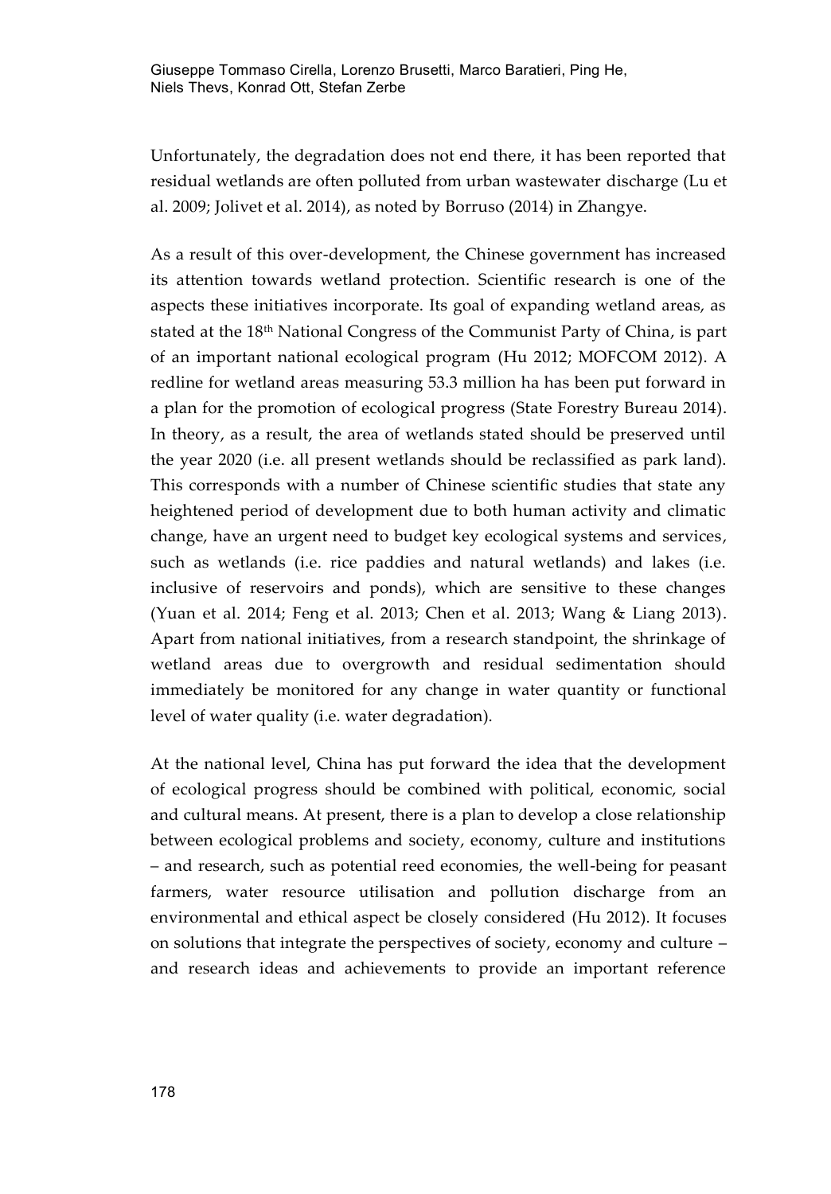Unfortunately, the degradation does not end there, it has been reported that residual wetlands are often polluted from urban wastewater discharge (Lu et al. 2009; Jolivet et al. 2014), as noted by Borruso (2014) in Zhangye.

As a result of this over-development, the Chinese government has increased its attention towards wetland protection. Scientific research is one of the aspects these initiatives incorporate. Its goal of expanding wetland areas, as stated at the 18th National Congress of the Communist Party of China, is part of an important national ecological program (Hu 2012; MOFCOM 2012). A redline for wetland areas measuring 53.3 million ha has been put forward in a plan for the promotion of ecological progress (State Forestry Bureau 2014). In theory, as a result, the area of wetlands stated should be preserved until the year 2020 (i.e. all present wetlands should be reclassified as park land). This corresponds with a number of Chinese scientific studies that state any heightened period of development due to both human activity and climatic change, have an urgent need to budget key ecological systems and services, such as wetlands (i.e. rice paddies and natural wetlands) and lakes (i.e. inclusive of reservoirs and ponds), which are sensitive to these changes (Yuan et al. 2014; Feng et al. 2013; Chen et al. 2013; Wang & Liang 2013). Apart from national initiatives, from a research standpoint, the shrinkage of wetland areas due to overgrowth and residual sedimentation should immediately be monitored for any change in water quantity or functional level of water quality (i.e. water degradation).

At the national level, China has put forward the idea that the development of ecological progress should be combined with political, economic, social and cultural means. At present, there is a plan to develop a close relationship between ecological problems and society, economy, culture and institutions – and research, such as potential reed economies, the well-being for peasant farmers, water resource utilisation and pollution discharge from an environmental and ethical aspect be closely considered (Hu 2012). It focuses on solutions that integrate the perspectives of society, economy and culture – and research ideas and achievements to provide an important reference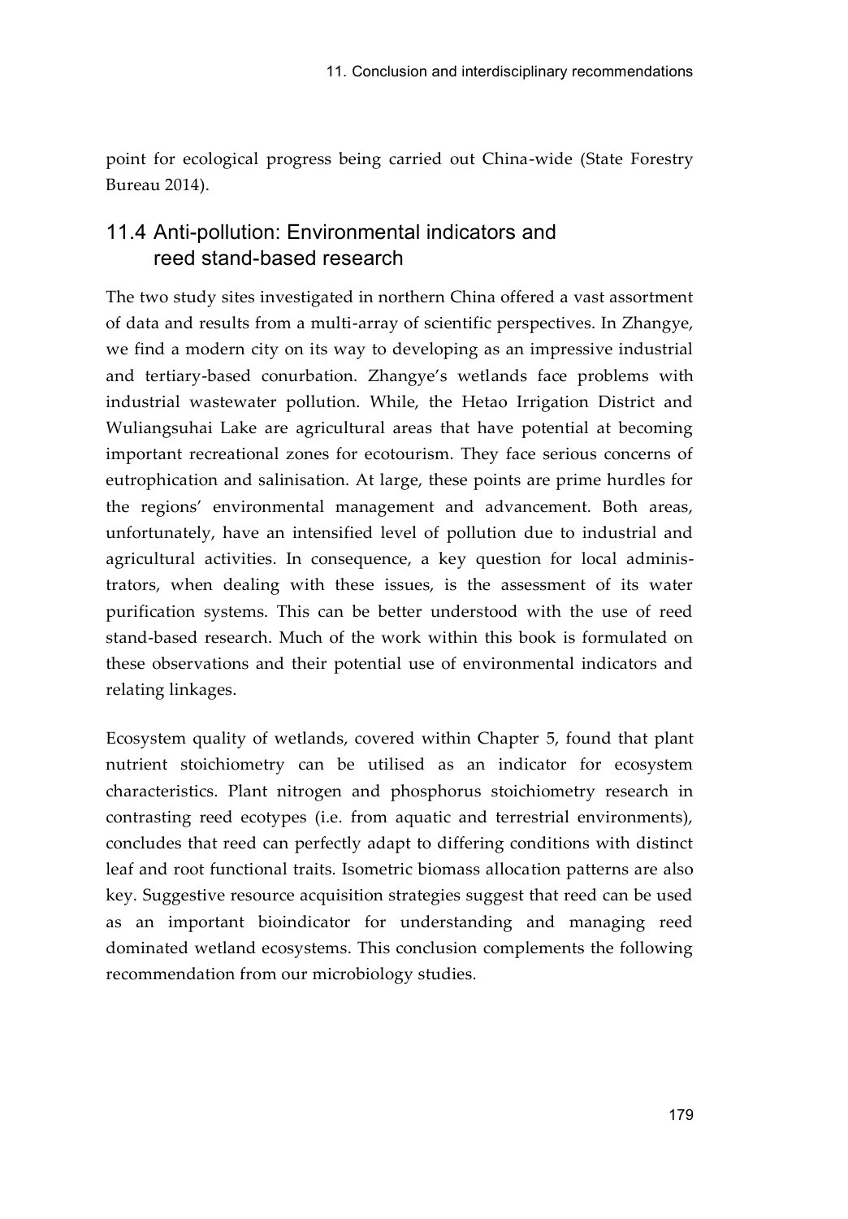point for ecological progress being carried out China-wide (State Forestry Bureau 2014).

## 11.4 Anti-pollution: Environmental indicators and reed stand-based research

The two study sites investigated in northern China offered a vast assortment of data and results from a multi-array of scientific perspectives. In Zhangye, we find a modern city on its way to developing as an impressive industrial and tertiary-based conurbation. Zhangye's wetlands face problems with industrial wastewater pollution. While, the Hetao Irrigation District and Wuliangsuhai Lake are agricultural areas that have potential at becoming important recreational zones for ecotourism. They face serious concerns of eutrophication and salinisation. At large, these points are prime hurdles for the regions' environmental management and advancement. Both areas, unfortunately, have an intensified level of pollution due to industrial and agricultural activities. In consequence, a key question for local administrators, when dealing with these issues, is the assessment of its water purification systems. This can be better understood with the use of reed stand-based research. Much of the work within this book is formulated on these observations and their potential use of environmental indicators and relating linkages.

Ecosystem quality of wetlands, covered within Chapter 5, found that plant nutrient stoichiometry can be utilised as an indicator for ecosystem characteristics. Plant nitrogen and phosphorus stoichiometry research in contrasting reed ecotypes (i.e. from aquatic and terrestrial environments), concludes that reed can perfectly adapt to differing conditions with distinct leaf and root functional traits. Isometric biomass allocation patterns are also key. Suggestive resource acquisition strategies suggest that reed can be used as an important bioindicator for understanding and managing reed dominated wetland ecosystems. This conclusion complements the following recommendation from our microbiology studies.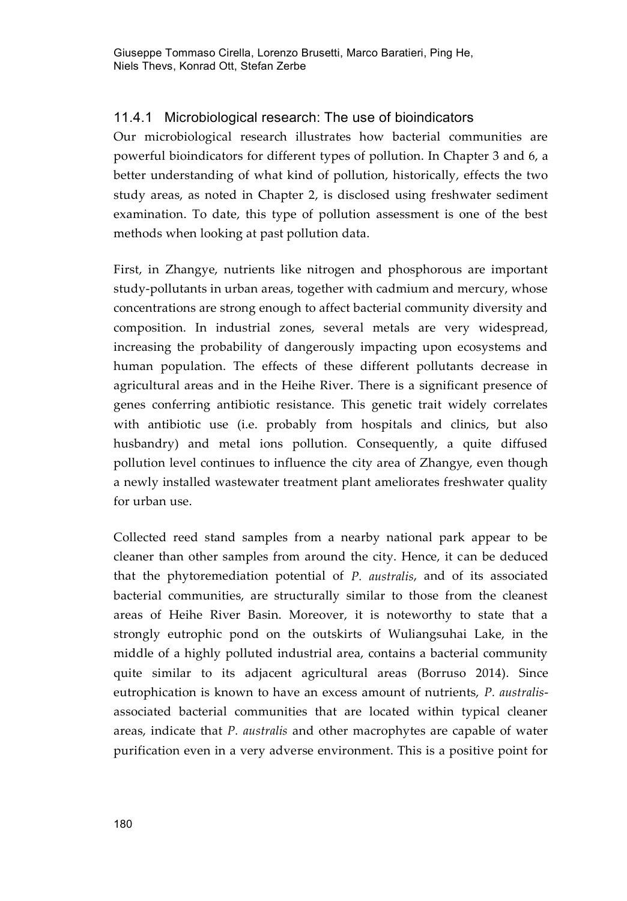### 11.4.1 Microbiological research: The use of bioindicators

Our microbiological research illustrates how bacterial communities are powerful bioindicators for different types of pollution. In Chapter 3 and 6, a better understanding of what kind of pollution, historically, effects the two study areas, as noted in Chapter 2, is disclosed using freshwater sediment examination. To date, this type of pollution assessment is one of the best methods when looking at past pollution data.

First, in Zhangye, nutrients like nitrogen and phosphorous are important study-pollutants in urban areas, together with cadmium and mercury, whose concentrations are strong enough to affect bacterial community diversity and composition. In industrial zones, several metals are very widespread, increasing the probability of dangerously impacting upon ecosystems and human population. The effects of these different pollutants decrease in agricultural areas and in the Heihe River. There is a significant presence of genes conferring antibiotic resistance. This genetic trait widely correlates with antibiotic use (i.e. probably from hospitals and clinics, but also husbandry) and metal ions pollution. Consequently, a quite diffused pollution level continues to influence the city area of Zhangye, even though a newly installed wastewater treatment plant ameliorates freshwater quality for urban use.

Collected reed stand samples from a nearby national park appear to be cleaner than other samples from around the city. Hence, it can be deduced that the phytoremediation potential of *P. australis*, and of its associated bacterial communities, are structurally similar to those from the cleanest areas of Heihe River Basin. Moreover, it is noteworthy to state that a strongly eutrophic pond on the outskirts of Wuliangsuhai Lake, in the middle of a highly polluted industrial area, contains a bacterial community quite similar to its adjacent agricultural areas (Borruso 2014). Since eutrophication is known to have an excess amount of nutrients, *P. australis*-associated bacterial communities that are located within typical cleaner areas, indicate that *P. australis* and other macrophytes are capable of water purification even in a very adverse environment. This is a positive point for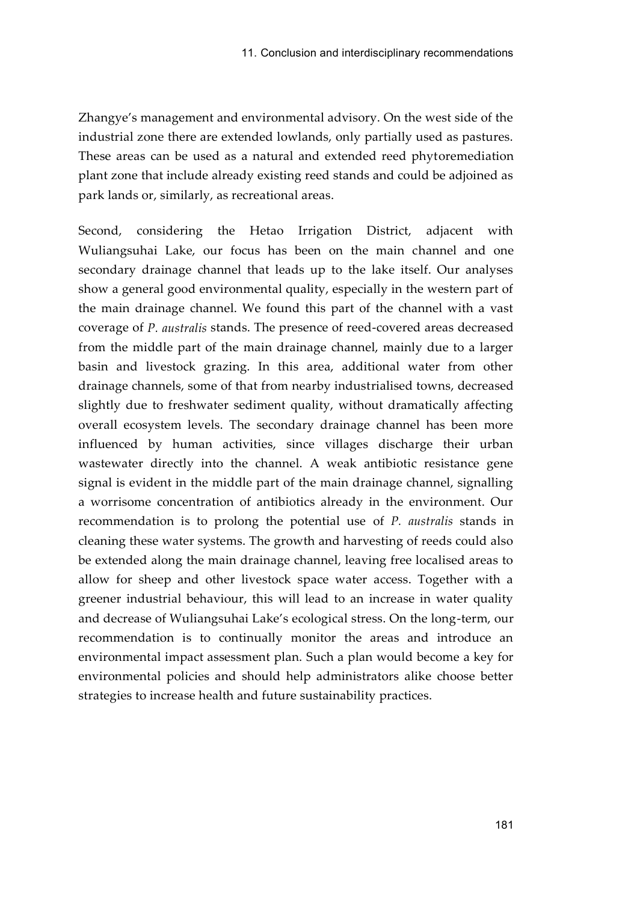Zhangye's management and environmental advisory. On the west side of the industrial zone there are extended lowlands, only partially used as pastures. These areas can be used as a natural and extended reed phytoremediation plant zone that include already existing reed stands and could be adjoined as park lands or, similarly, as recreational areas.

Second, considering the Hetao Irrigation District, adjacent with Wuliangsuhai Lake, our focus has been on the main channel and one secondary drainage channel that leads up to the lake itself. Our analyses show a general good environmental quality, especially in the western part of the main drainage channel. We found this part of the channel with a vast coverage of *P. australis* stands. The presence of reed-covered areas decreased from the middle part of the main drainage channel, mainly due to a larger basin and livestock grazing. In this area, additional water from other drainage channels, some of that from nearby industrialised towns, decreased slightly due to freshwater sediment quality, without dramatically affecting overall ecosystem levels. The secondary drainage channel has been more influenced by human activities, since villages discharge their urban wastewater directly into the channel. A weak antibiotic resistance gene signal is evident in the middle part of the main drainage channel, signalling a worrisome concentration of antibiotics already in the environment. Our recommendation is to prolong the potential use of *P. australis* stands in cleaning these water systems. The growth and harvesting of reeds could also be extended along the main drainage channel, leaving free localised areas to allow for sheep and other livestock space water access. Together with a greener industrial behaviour, this will lead to an increase in water quality and decrease of Wuliangsuhai Lake's ecological stress. On the long-term, our recommendation is to continually monitor the areas and introduce an environmental impact assessment plan. Such a plan would become a key for environmental policies and should help administrators alike choose better strategies to increase health and future sustainability practices.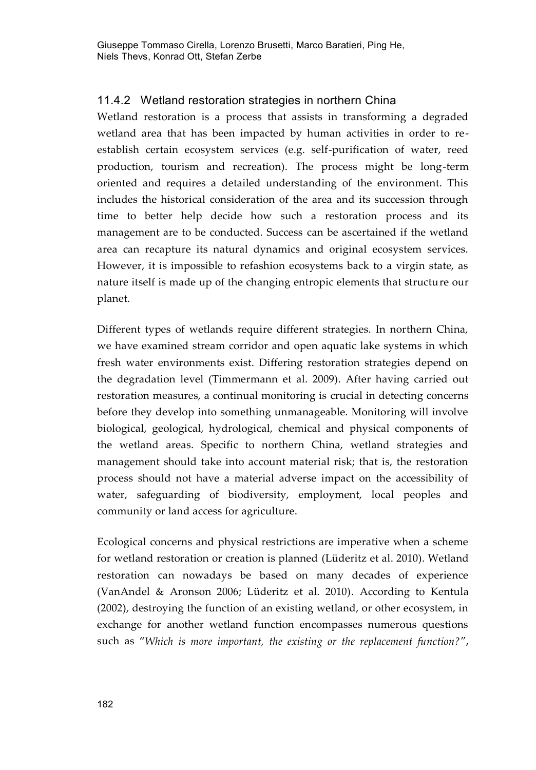### 11.4.2 Wetland restoration strategies in northern China

Wetland restoration is a process that assists in transforming a degraded wetland area that has been impacted by human activities in order to re-establish certain ecosystem services (e.g. self-purification of water, reed production, tourism and recreation). The process might be long-term oriented and requires a detailed understanding of the environment. This includes the historical consideration of the area and its succession through time to better help decide how such a restoration process and its management are to be conducted. Success can be ascertained if the wetland area can recapture its natural dynamics and original ecosystem services. However, it is impossible to refashion ecosystems back to a virgin state, as nature itself is made up of the changing entropic elements that structure our planet.

Different types of wetlands require different strategies. In northern China, we have examined stream corridor and open aquatic lake systems in which fresh water environments exist. Differing restoration strategies depend on the degradation level (Timmermann et al. 2009). After having carried out restoration measures, a continual monitoring is crucial in detecting concerns before they develop into something unmanageable. Monitoring will involve biological, geological, hydrological, chemical and physical components of the wetland areas. Specific to northern China, wetland strategies and management should take into account material risk; that is, the restoration process should not have a material adverse impact on the accessibility of water, safeguarding of biodiversity, employment, local peoples and community or land access for agriculture.

Ecological concerns and physical restrictions are imperative when a scheme for wetland restoration or creation is planned (Lüderitz et al. 2010). Wetland restoration can nowadays be based on many decades of experience (VanAndel & Aronson 2006; Lüderitz et al. 2010). According to Kentula (2002), destroying the function of an existing wetland, or other ecosystem, in exchange for another wetland function encompasses numerous questions such as "*Which is more important, the existing or the replacement function?*",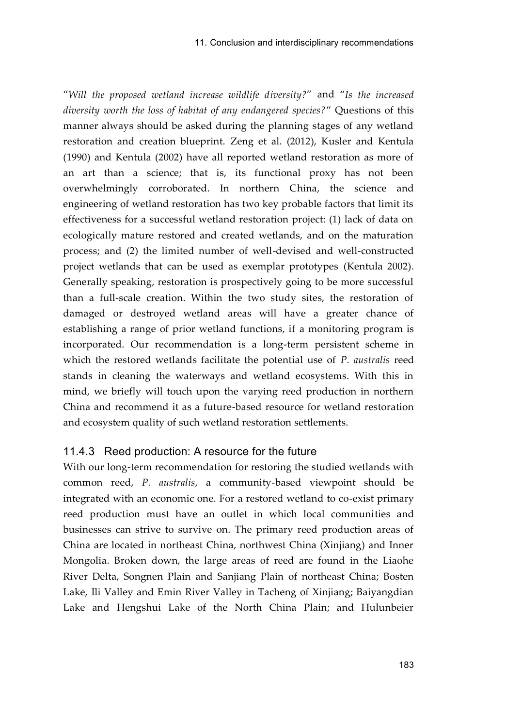"*Will the proposed wetland increase wildlife diversity?*" and "*Is the increased diversity worth the loss of habitat of any endangered species?*" Questions of this manner always should be asked during the planning stages of any wetland restoration and creation blueprint. Zeng et al. (2012), Kusler and Kentula (1990) and Kentula (2002) have all reported wetland restoration as more of an art than a science; that is, its functional proxy has not been overwhelmingly corroborated. In northern China, the science and engineering of wetland restoration has two key probable factors that limit its effectiveness for a successful wetland restoration project: (1) lack of data on ecologically mature restored and created wetlands, and on the maturation process; and (2) the limited number of well-devised and well-constructed project wetlands that can be used as exemplar prototypes (Kentula 2002). Generally speaking, restoration is prospectively going to be more successful than a full-scale creation. Within the two study sites, the restoration of damaged or destroyed wetland areas will have a greater chance of establishing a range of prior wetland functions, if a monitoring program is incorporated. Our recommendation is a long-term persistent scheme in which the restored wetlands facilitate the potential use of *P. australis* reed stands in cleaning the waterways and wetland ecosystems. With this in mind, we briefly will touch upon the varying reed production in northern China and recommend it as a future-based resource for wetland restoration and ecosystem quality of such wetland restoration settlements.

### 11.4.3 Reed production: A resource for the future

With our long-term recommendation for restoring the studied wetlands with common reed, *P. australis*, a community-based viewpoint should be integrated with an economic one. For a restored wetland to co-exist primary reed production must have an outlet in which local communities and businesses can strive to survive on. The primary reed production areas of China are located in northeast China, northwest China (Xinjiang) and Inner Mongolia. Broken down, the large areas of reed are found in the Liaohe River Delta, Songnen Plain and Sanjiang Plain of northeast China; Bosten Lake, Ili Valley and Emin River Valley in Tacheng of Xinjiang; Baiyangdian Lake and Hengshui Lake of the North China Plain; and Hulunbeier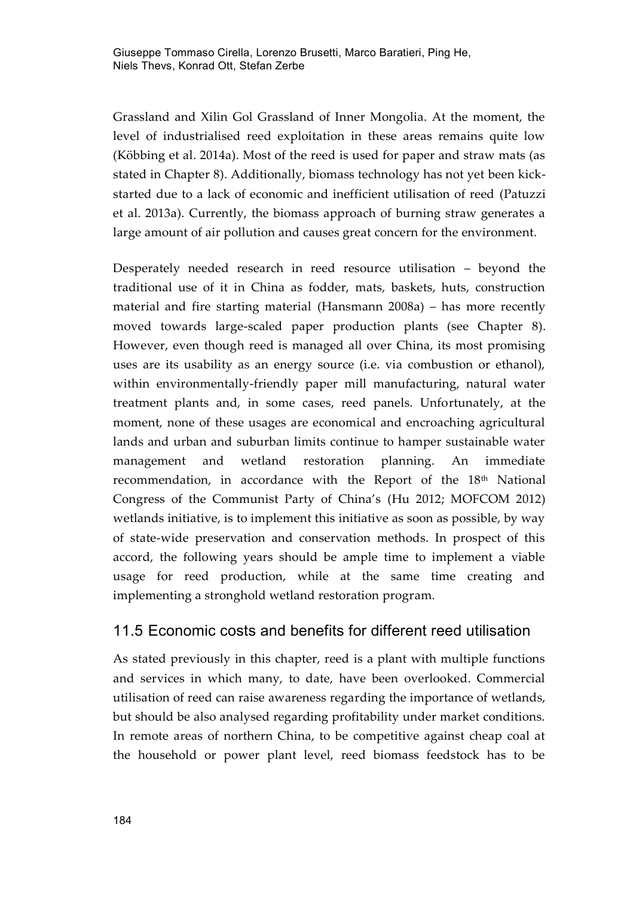Grassland and Xilin Gol Grassland of Inner Mongolia. At the moment, the level of industrialised reed exploitation in these areas remains quite low (Köbbing et al. 2014a). Most of the reed is used for paper and straw mats (as stated in Chapter 8). Additionally, biomass technology has not yet been kick-started due to a lack of economic and inefficient utilisation of reed (Patuzzi et al. 2013a). Currently, the biomass approach of burning straw generates a large amount of air pollution and causes great concern for the environment.

Desperately needed research in reed resource utilisation – beyond the traditional use of it in China as fodder, mats, baskets, huts, construction material and fire starting material (Hansmann 2008a) – has more recently moved towards large-scaled paper production plants (see Chapter 8). However, even though reed is managed all over China, its most promising uses are its usability as an energy source (i.e. via combustion or ethanol), within environmentally-friendly paper mill manufacturing, natural water treatment plants and, in some cases, reed panels. Unfortunately, at the moment, none of these usages are economical and encroaching agricultural lands and urban and suburban limits continue to hamper sustainable water management and wetland restoration planning. An immediate recommendation, in accordance with the Report of the 18th National Congress of the Communist Party of China's (Hu 2012; MOFCOM 2012) wetlands initiative, is to implement this initiative as soon as possible, by way of state-wide preservation and conservation methods. In prospect of this accord, the following years should be ample time to implement a viable usage for reed production, while at the same time creating and implementing a stronghold wetland restoration program.

## 11.5 Economic costs and benefits for different reed utilisation

As stated previously in this chapter, reed is a plant with multiple functions and services in which many, to date, have been overlooked. Commercial utilisation of reed can raise awareness regarding the importance of wetlands, but should be also analysed regarding profitability under market conditions. In remote areas of northern China, to be competitive against cheap coal at the household or power plant level, reed biomass feedstock has to be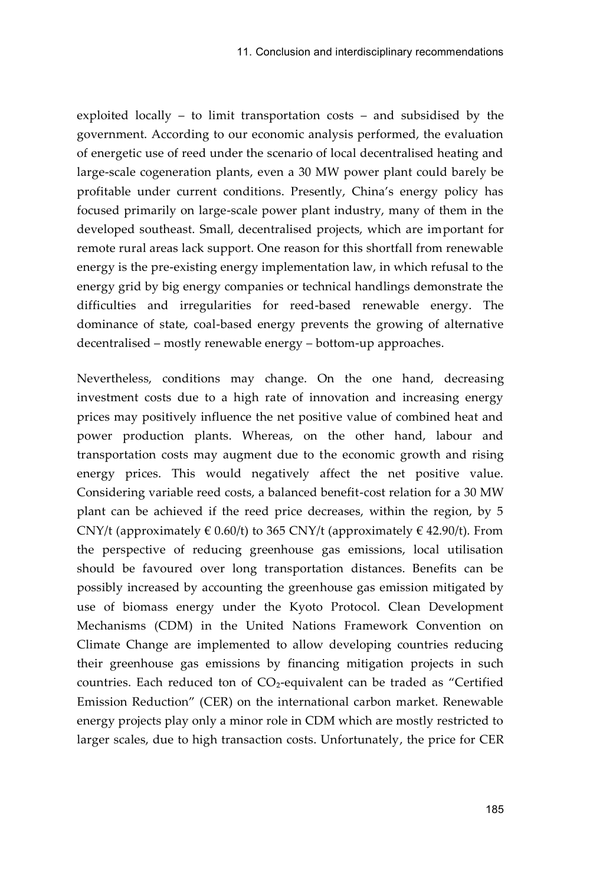exploited locally – to limit transportation costs – and subsidised by the government. According to our economic analysis performed, the evaluation of energetic use of reed under the scenario of local decentralised heating and large-scale cogeneration plants, even a 30 MW power plant could barely be profitable under current conditions. Presently, China's energy policy has focused primarily on large-scale power plant industry, many of them in the developed southeast. Small, decentralised projects, which are important for remote rural areas lack support. One reason for this shortfall from renewable energy is the pre-existing energy implementation law, in which refusal to the energy grid by big energy companies or technical handlings demonstrate the difficulties and irregularities for reed-based renewable energy. The dominance of state, coal-based energy prevents the growing of alternative decentralised – mostly renewable energy – bottom-up approaches.

Nevertheless, conditions may change. On the one hand, decreasing investment costs due to a high rate of innovation and increasing energy prices may positively influence the net positive value of combined heat and power production plants. Whereas, on the other hand, labour and transportation costs may augment due to the economic growth and rising energy prices. This would negatively affect the net positive value. Considering variable reed costs, a balanced benefit-cost relation for a 30 MW plant can be achieved if the reed price decreases, within the region, by 5 CNY/t (approximately € 0.60/t) to 365 CNY/t (approximately € 42.90/t). From the perspective of reducing greenhouse gas emissions, local utilisation should be favoured over long transportation distances. Benefits can be possibly increased by accounting the greenhouse gas emission mitigated by use of biomass energy under the Kyoto Protocol. Clean Development Mechanisms (CDM) in the United Nations Framework Convention on Climate Change are implemented to allow developing countries reducing their greenhouse gas emissions by financing mitigation projects in such countries. Each reduced ton of $CO_2$-equivalent can be traded as "Certified Emission Reduction" (CER) on the international carbon market. Renewable energy projects play only a minor role in CDM which are mostly restricted to larger scales, due to high transaction costs. Unfortunately, the price for CER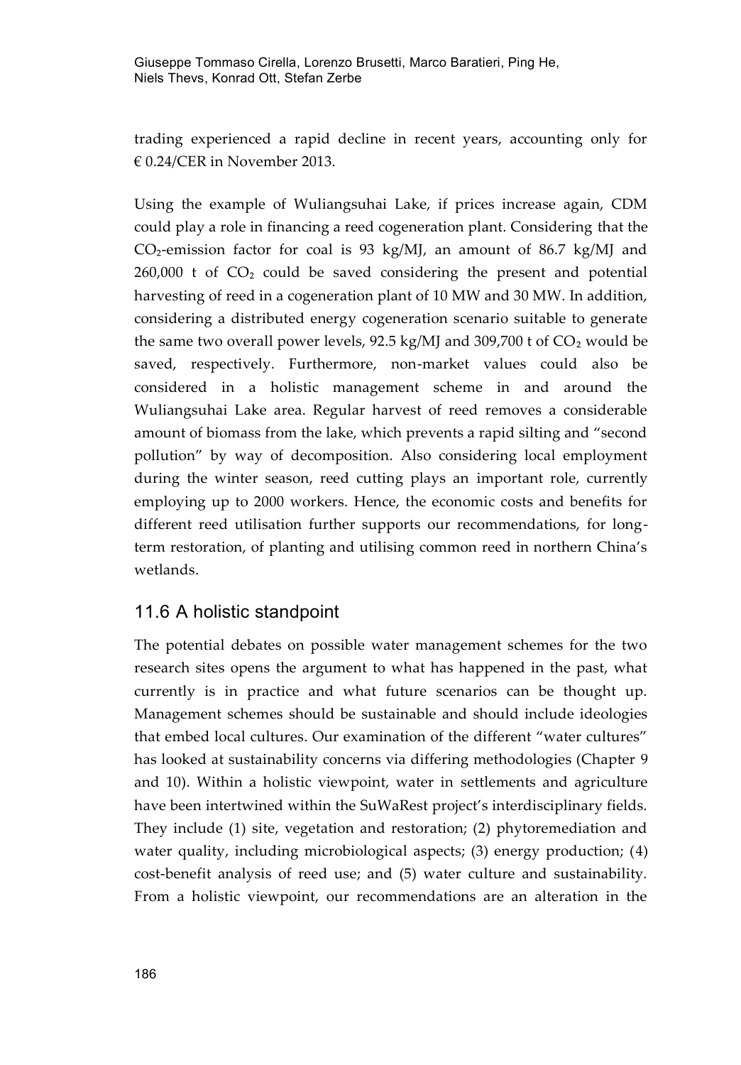trading experienced a rapid decline in recent years, accounting only for € 0.24/CER in November 2013.

Using the example of Wuliangsuhai Lake, if prices increase again, CDM could play a role in financing a reed cogeneration plant. Considering that the $CO_2$-emission factor for coal is 93 kg/MJ, an amount of 86.7 kg/MJ and 260,000 t of $CO_2$ could be saved considering the present and potential harvesting of reed in a cogeneration plant of 10 MW and 30 MW. In addition, considering a distributed energy cogeneration scenario suitable to generate the same two overall power levels, 92.5 kg/MJ and 309,700 t of $CO_2$ would be saved, respectively. Furthermore, non-market values could also be considered in a holistic management scheme in and around the Wuliangsuhai Lake area. Regular harvest of reed removes a considerable amount of biomass from the lake, which prevents a rapid silting and "second pollution" by way of decomposition. Also considering local employment during the winter season, reed cutting plays an important role, currently employing up to 2000 workers. Hence, the economic costs and benefits for different reed utilisation further supports our recommendations, for long-term restoration, of planting and utilising common reed in northern China's wetlands.

## 11.6 A holistic standpoint

The potential debates on possible water management schemes for the two research sites opens the argument to what has happened in the past, what currently is in practice and what future scenarios can be thought up. Management schemes should be sustainable and should include ideologies that embed local cultures. Our examination of the different "water cultures" has looked at sustainability concerns via differing methodologies (Chapter 9 and 10). Within a holistic viewpoint, water in settlements and agriculture have been intertwined within the SuWaRest project's interdisciplinary fields. They include (1) site, vegetation and restoration; (2) phytoremediation and water quality, including microbiological aspects; (3) energy production; (4) cost-benefit analysis of reed use; and (5) water culture and sustainability. From a holistic viewpoint, our recommendations are an alteration in the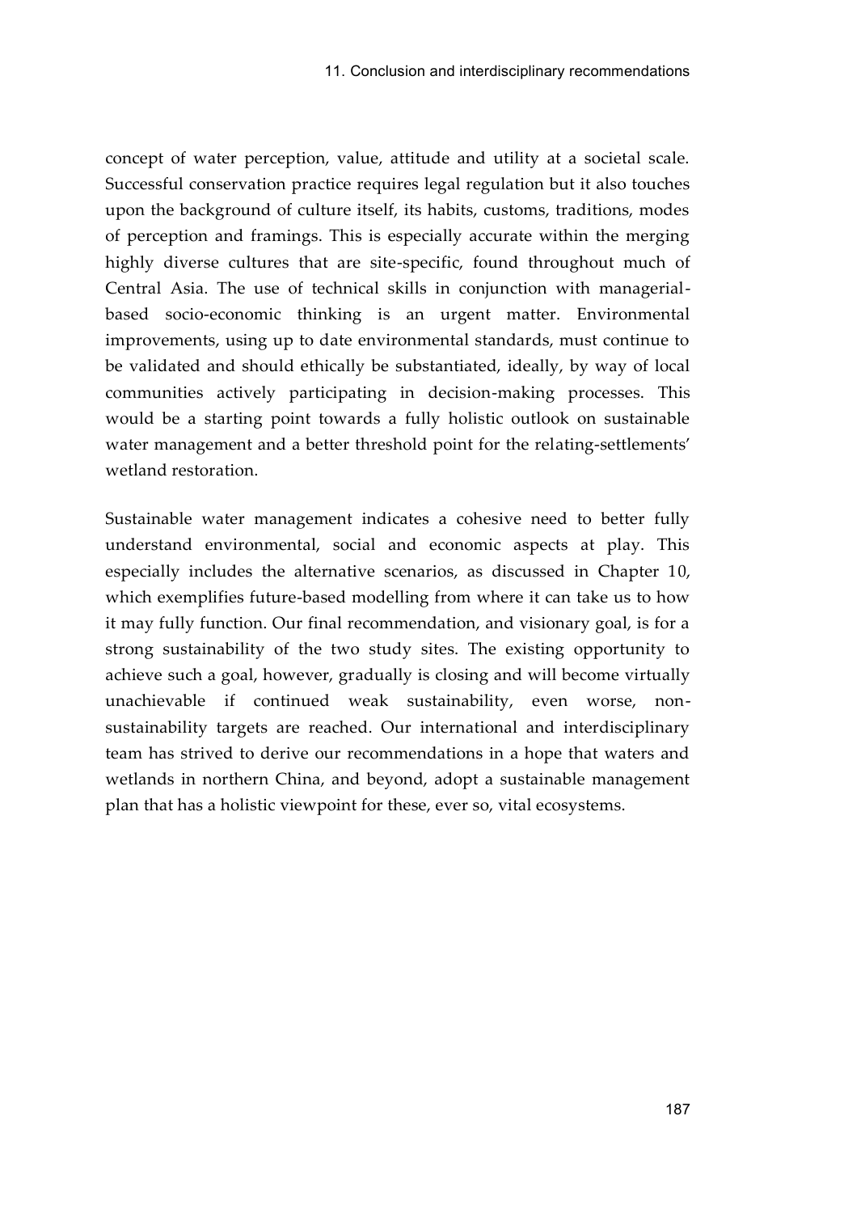concept of water perception, value, attitude and utility at a societal scale. Successful conservation practice requires legal regulation but it also touches upon the background of culture itself, its habits, customs, traditions, modes of perception and framings. This is especially accurate within the merging highly diverse cultures that are site-specific, found throughout much of Central Asia. The use of technical skills in conjunction with managerial-based socio-economic thinking is an urgent matter. Environmental improvements, using up to date environmental standards, must continue to be validated and should ethically be substantiated, ideally, by way of local communities actively participating in decision-making processes. This would be a starting point towards a fully holistic outlook on sustainable water management and a better threshold point for the relating-settlements' wetland restoration.

Sustainable water management indicates a cohesive need to better fully understand environmental, social and economic aspects at play. This especially includes the alternative scenarios, as discussed in Chapter 10, which exemplifies future-based modelling from where it can take us to how it may fully function. Our final recommendation, and visionary goal, is for a strong sustainability of the two study sites. The existing opportunity to achieve such a goal, however, gradually is closing and will become virtually unachievable if continued weak sustainability, even worse, non-sustainability targets are reached. Our international and interdisciplinary team has strived to derive our recommendations in a hope that waters and wetlands in northern China, and beyond, adopt a sustainable management plan that has a holistic viewpoint for these, ever so, vital ecosystems.